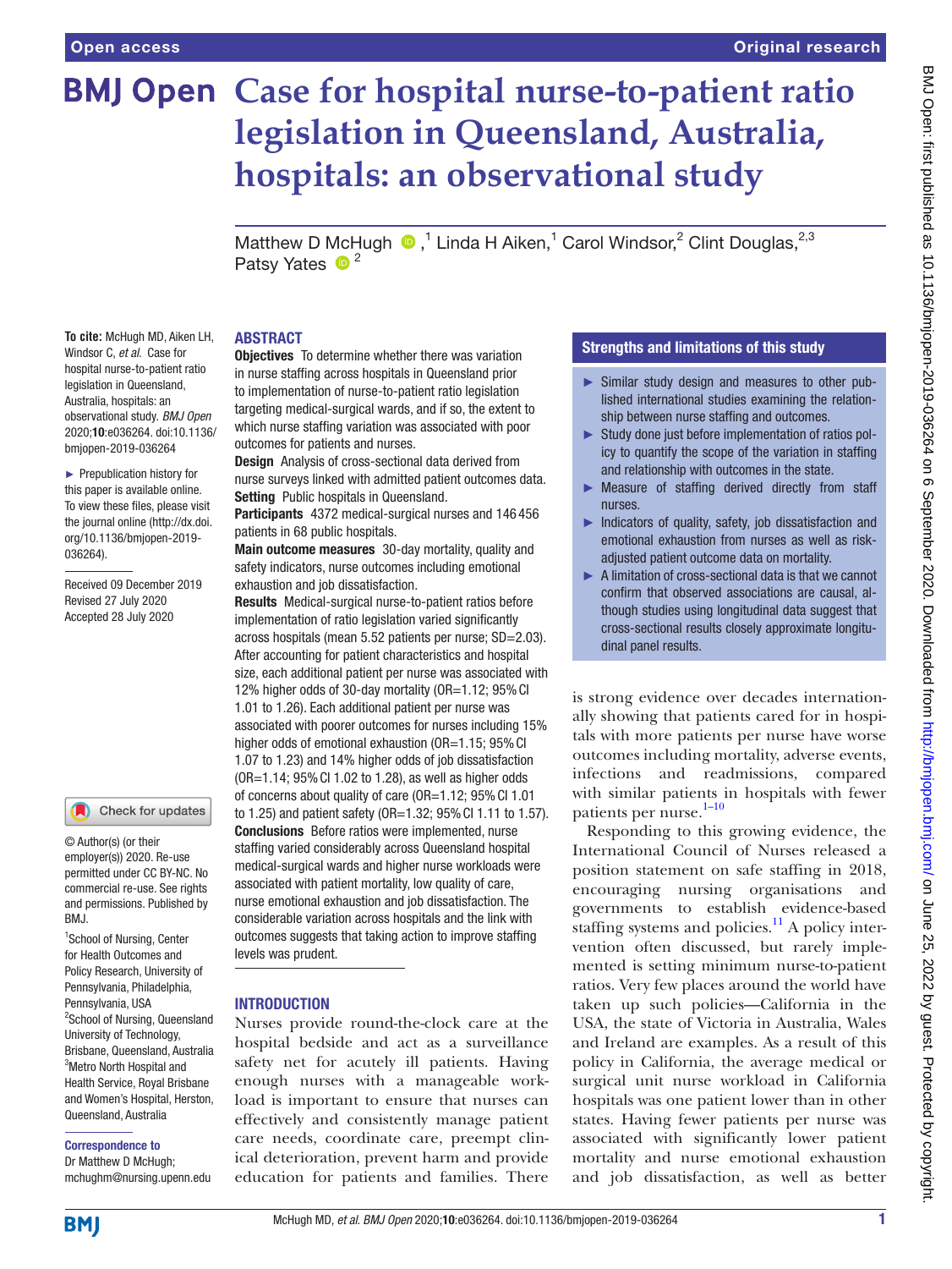Open access

Original research

# Case for hospital nurse-to-patient ratio legislation in Queensland, Australia, hospitals: an observational study

Matthew D McHugh ,[1] Linda H Aiken,[1] Carol Windsor,[2] Clint Douglas,[2,3] Patsy Yates [2]

**To cite:** McHugh MD, Aiken LH, Windsor C, *et al*. Case for hospital nurse-to-patient ratio legislation in Queensland, Australia, hospitals: an observational study. *BMJ Open* 2020;**10**:e036264. doi:10.1136/bmjopen-2019-036264

► Prepublication history for this paper is available online. To view these files, please visit the journal online (http://dx.doi.org/10.1136/bmjopen-2019-036264).

Received 09 December 2019
Revised 27 July 2020
Accepted 28 July 2020

© Author(s) (or their employer(s)) 2020. Re-use permitted under CC BY-NC. No commercial re-use. See rights and permissions. Published by BMJ.

[1]School of Nursing, Center for Health Outcomes and Policy Research, University of Pennsylvania, Philadelphia, Pennsylvania, USA
[2]School of Nursing, Queensland University of Technology, Brisbane, Queensland, Australia
[3]Metro North Hospital and Health Service, Royal Brisbane and Women's Hospital, Herston, Queensland, Australia

**Correspondence to**
Dr Matthew D McHugh;
mchughm@nursing.upenn.edu

## ABSTRACT

**Objectives** To determine whether there was variation in nurse staffing across hospitals in Queensland prior to implementation of nurse-to-patient ratio legislation targeting medical-surgical wards, and if so, the extent to which nurse staffing variation was associated with poor outcomes for patients and nurses.

**Design** Analysis of cross-sectional data derived from nurse surveys linked with admitted patient outcomes data.

**Setting** Public hospitals in Queensland.

**Participants** 4372 medical-surgical nurses and 146 456 patients in 68 public hospitals.

**Main outcome measures** 30-day mortality, quality and safety indicators, nurse outcomes including emotional exhaustion and job dissatisfaction.

**Results** Medical-surgical nurse-to-patient ratios before implementation of ratio legislation varied significantly across hospitals (mean 5.52 patients per nurse; SD=2.03). After accounting for patient characteristics and hospital size, each additional patient per nurse was associated with 12% higher odds of 30-day mortality (OR=1.12; 95% CI 1.01 to 1.26). Each additional patient per nurse was associated with poorer outcomes for nurses including 15% higher odds of emotional exhaustion (OR=1.15; 95% CI 1.07 to 1.23) and 14% higher odds of job dissatisfaction (OR=1.14; 95% CI 1.02 to 1.28), as well as higher odds of concerns about quality of care (OR=1.12; 95% CI 1.01 to 1.25) and patient safety (OR=1.32; 95% CI 1.11 to 1.57).

**Conclusions** Before ratios were implemented, nurse staffing varied considerably across Queensland hospital medical-surgical wards and higher nurse workloads were associated with patient mortality, low quality of care, nurse emotional exhaustion and job dissatisfaction. The considerable variation across hospitals and the link with outcomes suggests that taking action to improve staffing levels was prudent.

### Strengths and limitations of this study

- ► Similar study design and measures to other published international studies examining the relationship between nurse staffing and outcomes.
- ► Study done just before implementation of ratios policy to quantify the scope of the variation in staffing and relationship with outcomes in the state.
- ► Measure of staffing derived directly from staff nurses.
- ► Indicators of quality, safety, job dissatisfaction and emotional exhaustion from nurses as well as risk-adjusted patient outcome data on mortality.
- ► A limitation of cross-sectional data is that we cannot confirm that observed associations are causal, although studies using longitudinal data suggest that cross-sectional results closely approximate longitudinal panel results.

## INTRODUCTION

Nurses provide round-the-clock care at the hospital bedside and act as a surveillance safety net for acutely ill patients. Having enough nurses with a manageable workload is important to ensure that nurses can effectively and consistently manage patient care needs, coordinate care, preempt clinical deterioration, prevent harm and provide education for patients and families. There is strong evidence over decades internationally showing that patients cared for in hospitals with more patients per nurse have worse outcomes including mortality, adverse events, infections and readmissions, compared with similar patients in hospitals with fewer patients per nurse.[1–10]

Responding to this growing evidence, the International Council of Nurses released a position statement on safe staffing in 2018, encouraging nursing organisations and governments to establish evidence-based staffing systems and policies.[11] A policy intervention often discussed, but rarely implemented is setting minimum nurse-to-patient ratios. Very few places around the world have taken up such policies—California in the USA, the state of Victoria in Australia, Wales and Ireland are examples. As a result of this policy in California, the average medical or surgical unit nurse workload in California hospitals was one patient lower than in other states. Having fewer patients per nurse was associated with significantly lower patient mortality and nurse emotional exhaustion and job dissatisfaction, as well as better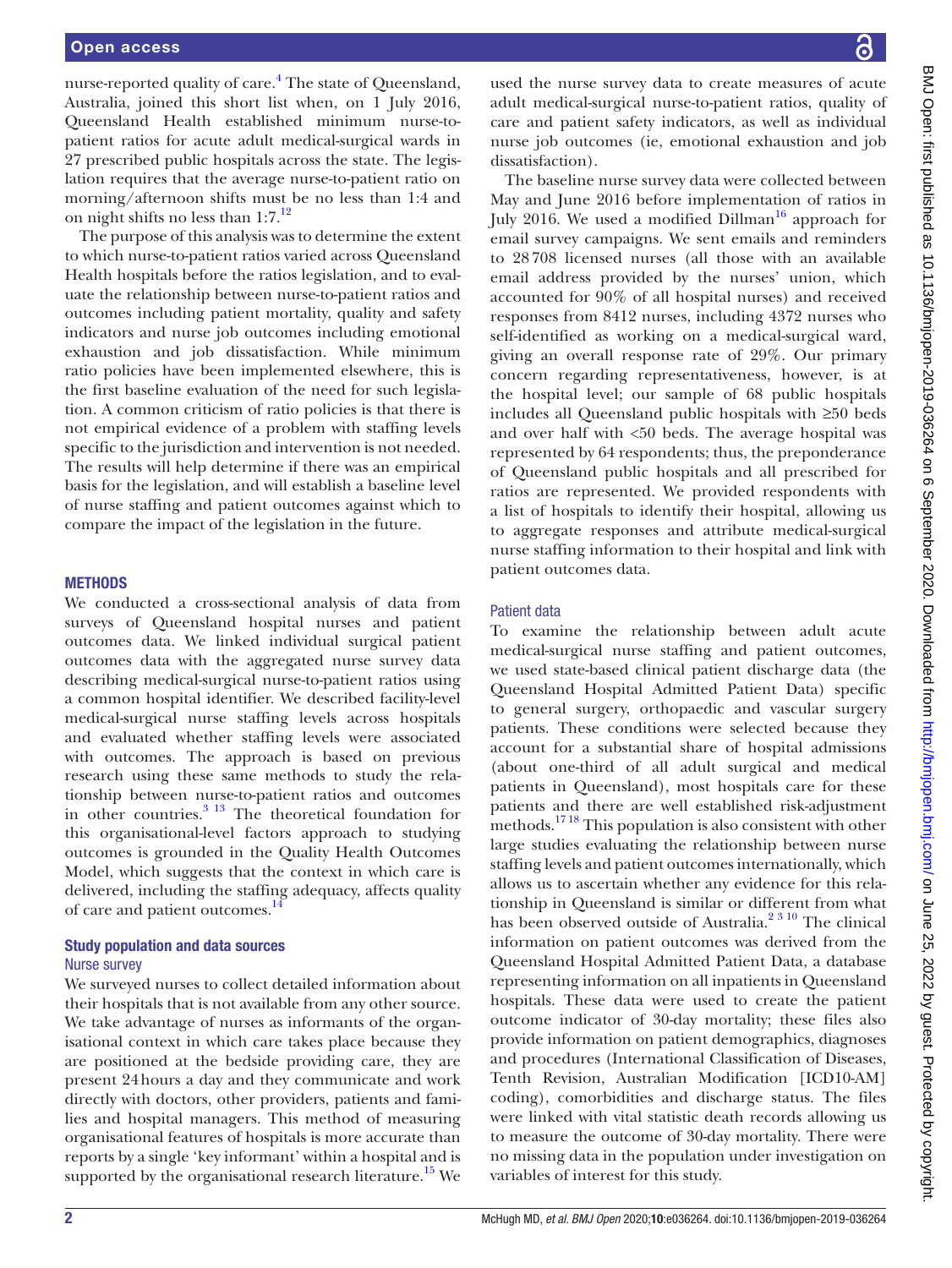nurse-reported quality of care.[4] The state of Queensland, Australia, joined this short list when, on 1 July 2016, Queensland Health established minimum nurse-to-patient ratios for acute adult medical-surgical wards in 27 prescribed public hospitals across the state. The legislation requires that the average nurse-to-patient ratio on morning/afternoon shifts must be no less than 1:4 and on night shifts no less than 1:7.[12]

The purpose of this analysis was to determine the extent to which nurse-to-patient ratios varied across Queensland Health hospitals before the ratios legislation, and to evaluate the relationship between nurse-to-patient ratios and outcomes including patient mortality, quality and safety indicators and nurse job outcomes including emotional exhaustion and job dissatisfaction. While minimum ratio policies have been implemented elsewhere, this is the first baseline evaluation of the need for such legislation. A common criticism of ratio policies is that there is not empirical evidence of a problem with staffing levels specific to the jurisdiction and intervention is not needed. The results will help determine if there was an empirical basis for the legislation, and will establish a baseline level of nurse staffing and patient outcomes against which to compare the impact of the legislation in the future.

## METHODS

We conducted a cross-sectional analysis of data from surveys of Queensland hospital nurses and patient outcomes data. We linked individual surgical patient outcomes data with the aggregated nurse survey data describing medical-surgical nurse-to-patient ratios using a common hospital identifier. We described facility-level medical-surgical nurse staffing levels across hospitals and evaluated whether staffing levels were associated with outcomes. The approach is based on previous research using these same methods to study the relationship between nurse-to-patient ratios and outcomes in other countries.[3,13] The theoretical foundation for this organisational-level factors approach to studying outcomes is grounded in the Quality Health Outcomes Model, which suggests that the context in which care is delivered, including the staffing adequacy, affects quality of care and patient outcomes.[14]

### Study population and data sources

#### Nurse survey

We surveyed nurses to collect detailed information about their hospitals that is not available from any other source. We take advantage of nurses as informants of the organisational context in which care takes place because they are positioned at the bedside providing care, they are present 24 hours a day and they communicate and work directly with doctors, other providers, patients and families and hospital managers. This method of measuring organisational features of hospitals is more accurate than reports by a single 'key informant' within a hospital and is supported by the organisational research literature.[15] We used the nurse survey data to create measures of acute adult medical-surgical nurse-to-patient ratios, quality of care and patient safety indicators, as well as individual nurse job outcomes (ie, emotional exhaustion and job dissatisfaction).

The baseline nurse survey data were collected between May and June 2016 before implementation of ratios in July 2016. We used a modified Dillman[16] approach for email survey campaigns. We sent emails and reminders to 28 708 licensed nurses (all those with an available email address provided by the nurses' union, which accounted for 90% of all hospital nurses) and received responses from 8412 nurses, including 4372 nurses who self-identified as working on a medical-surgical ward, giving an overall response rate of 29%. Our primary concern regarding representativeness, however, is at the hospital level; our sample of 68 public hospitals includes all Queensland public hospitals with ≥50 beds and over half with <50 beds. The average hospital was represented by 64 respondents; thus, the preponderance of Queensland public hospitals and all prescribed for ratios are represented. We provided respondents with a list of hospitals to identify their hospital, allowing us to aggregate responses and attribute medical-surgical nurse staffing information to their hospital and link with patient outcomes data.

#### Patient data

To examine the relationship between adult acute medical-surgical nurse staffing and patient outcomes, we used state-based clinical patient discharge data (the Queensland Hospital Admitted Patient Data) specific to general surgery, orthopaedic and vascular surgery patients. These conditions were selected because they account for a substantial share of hospital admissions (about one-third of all adult surgical and medical patients in Queensland), most hospitals care for these patients and there are well established risk-adjustment methods.[17,18] This population is also consistent with other large studies evaluating the relationship between nurse staffing levels and patient outcomes internationally, which allows us to ascertain whether any evidence for this relationship in Queensland is similar or different from what has been observed outside of Australia.[2,3,10] The clinical information on patient outcomes was derived from the Queensland Hospital Admitted Patient Data, a database representing information on all inpatients in Queensland hospitals. These data were used to create the patient outcome indicator of 30-day mortality; these files also provide information on patient demographics, diagnoses and procedures (International Classification of Diseases, Tenth Revision, Australian Modification [ICD10-AM] coding), comorbidities and discharge status. The files were linked with vital statistic death records allowing us to measure the outcome of 30-day mortality. There were no missing data in the population under investigation on variables of interest for this study.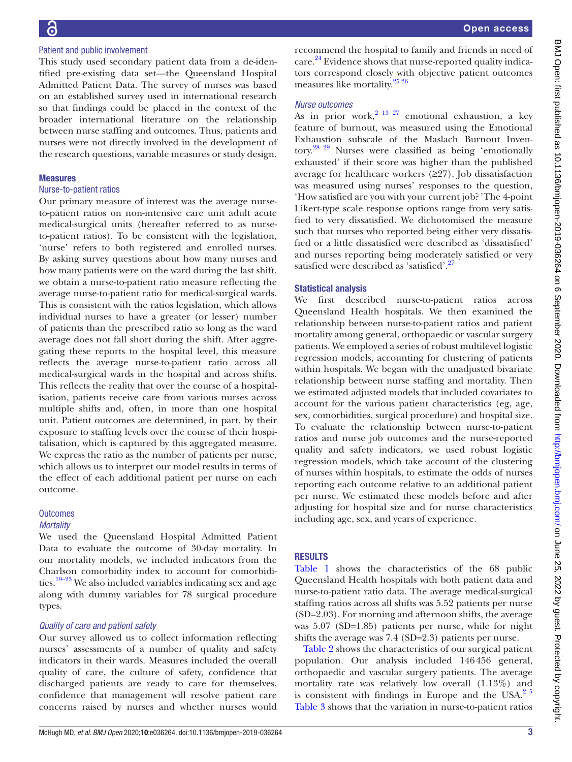### Patient and public involvement

This study used secondary patient data from a de-identified pre-existing data set—the Queensland Hospital Admitted Patient Data. The survey of nurses was based on an established survey used in international research so that findings could be placed in the context of the broader international literature on the relationship between nurse staffing and outcomes. Thus, patients and nurses were not directly involved in the development of the research questions, variable measures or study design.

## Measures

### Nurse-to-patient ratios

Our primary measure of interest was the average nurse-to-patient ratios on non-intensive care unit adult acute medical-surgical units (hereafter referred to as nurse-to-patient ratios). To be consistent with the legislation, 'nurse' refers to both registered and enrolled nurses. By asking survey questions about how many nurses and how many patients were on the ward during the last shift, we obtain a nurse-to-patient ratio measure reflecting the average nurse-to-patient ratio for medical-surgical wards. This is consistent with the ratios legislation, which allows individual nurses to have a greater (or lesser) number of patients than the prescribed ratio so long as the ward average does not fall short during the shift. After aggregating these reports to the hospital level, this measure reflects the average nurse-to-patient ratio across all medical-surgical wards in the hospital and across shifts. This reflects the reality that over the course of a hospitalisation, patients receive care from various nurses across multiple shifts and, often, in more than one hospital unit. Patient outcomes are determined, in part, by their exposure to staffing levels over the course of their hospitalisation, which is captured by this aggregated measure. We express the ratio as the number of patients per nurse, which allows us to interpret our model results in terms of the effect of each additional patient per nurse on each outcome.

### Outcomes

#### *Mortality*

We used the Queensland Hospital Admitted Patient Data to evaluate the outcome of 30-day mortality. In our mortality models, we included indicators from the Charlson comorbidity index to account for comorbidities.[19–23] We also included variables indicating sex and age along with dummy variables for 78 surgical procedure types.

#### *Quality of care and patient safety*

Our survey allowed us to collect information reflecting nurses' assessments of a number of quality and safety indicators in their wards. Measures included the overall quality of care, the culture of safety, confidence that discharged patients are ready to care for themselves, confidence that management will resolve patient care concerns raised by nurses and whether nurses would recommend the hospital to family and friends in need of care.[24] Evidence shows that nurse-reported quality indicators correspond closely with objective patient outcomes measures like mortality.[25 26]

#### *Nurse outcomes*

As in prior work,[2 13 27] emotional exhaustion, a key feature of burnout, was measured using the Emotional Exhaustion subscale of the Maslach Burnout Inventory.[28 29] Nurses were classified as being 'emotionally exhausted' if their score was higher than the published average for healthcare workers (≥27). Job dissatisfaction was measured using nurses' responses to the question, 'How satisfied are you with your current job? 'The 4-point Likert-type scale response options range from very satisfied to very dissatisfied. We dichotomised the measure such that nurses who reported being either very dissatisfied or a little dissatisfied were described as 'dissatisfied' and nurses reporting being moderately satisfied or very satisfied were described as 'satisfied'.[27]

## Statistical analysis

We first described nurse-to-patient ratios across Queensland Health hospitals. We then examined the relationship between nurse-to-patient ratios and patient mortality among general, orthopaedic or vascular surgery patients. We employed a series of robust multilevel logistic regression models, accounting for clustering of patients within hospitals. We began with the unadjusted bivariate relationship between nurse staffing and mortality. Then we estimated adjusted models that included covariates to account for the various patient characteristics (eg, age, sex, comorbidities, surgical procedure) and hospital size. To evaluate the relationship between nurse-to-patient ratios and nurse job outcomes and the nurse-reported quality and safety indicators, we used robust logistic regression models, which take account of the clustering of nurses within hospitals, to estimate the odds of nurses reporting each outcome relative to an additional patient per nurse. We estimated these models before and after adjusting for hospital size and for nurse characteristics including age, sex, and years of experience.

## RESULTS

Table 1 shows the characteristics of the 68 public Queensland Health hospitals with both patient data and nurse-to-patient ratio data. The average medical-surgical staffing ratios across all shifts was 5.52 patients per nurse (SD=2.03). For morning and afternoon shifts, the average was 5.07 (SD=1.85) patients per nurse, while for night shifts the average was 7.4 (SD=2.3) patients per nurse.

Table 2 shows the characteristics of our surgical patient population. Our analysis included 146 456 general, orthopaedic and vascular surgery patients. The average mortality rate was relatively low overall (1.13%) and is consistent with findings in Europe and the USA.[2 5] Table 3 shows that the variation in nurse-to-patient ratios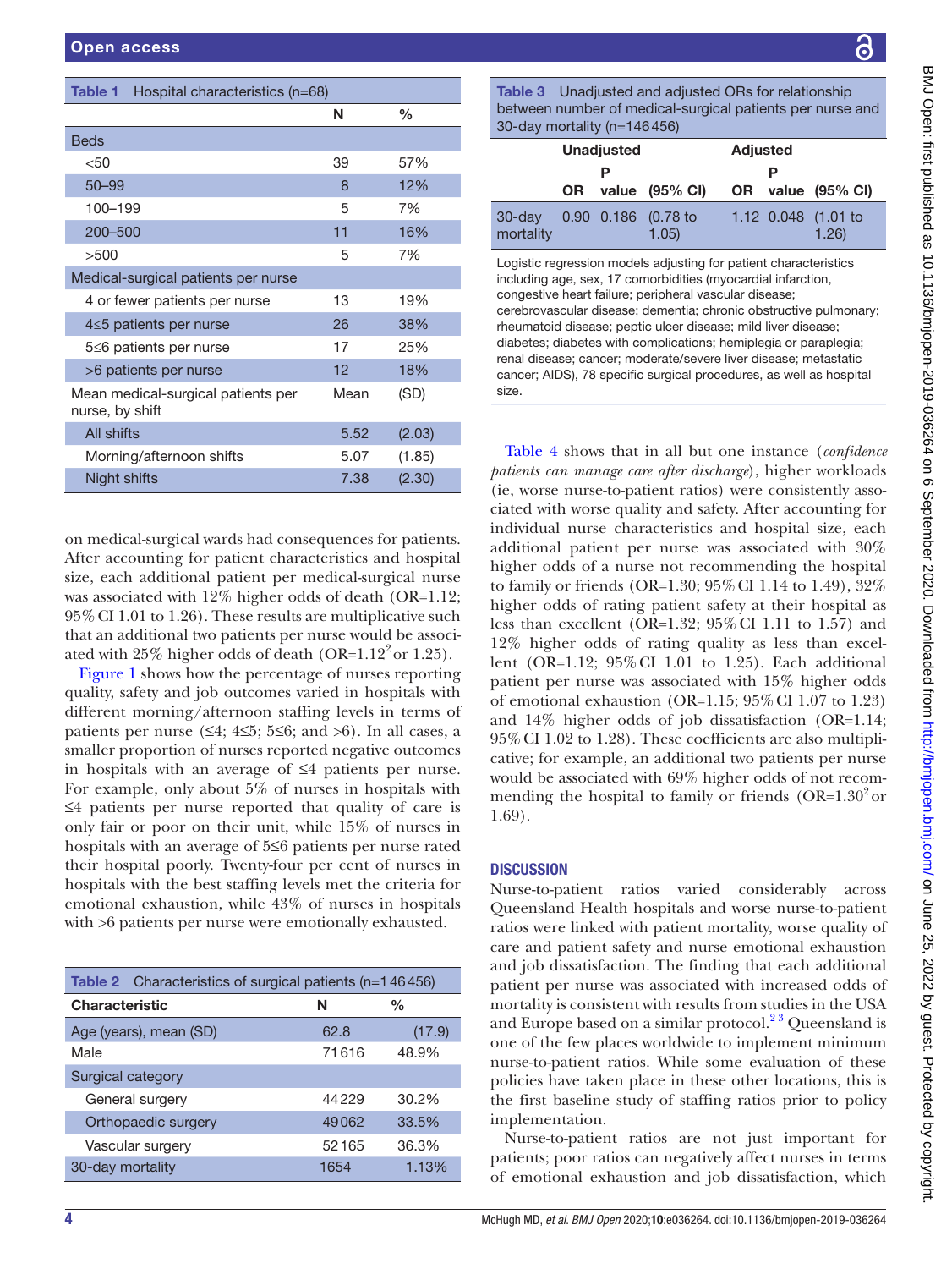**Table 1** Hospital characteristics (n=68)

| | N | % |
|---|---|---|
| Beds | | |
| <50 | 39 | 57% |
| 50–99 | 8 | 12% |
| 100–199 | 5 | 7% |
| 200–500 | 11 | 16% |
| >500 | 5 | 7% |
| Medical-surgical patients per nurse | | |
| 4 or fewer patients per nurse | 13 | 19% |
| 4≤5 patients per nurse | 26 | 38% |
| 5≤6 patients per nurse | 17 | 25% |
| >6 patients per nurse | 12 | 18% |
| Mean medical-surgical patients per nurse, by shift | Mean | (SD) |
| All shifts | 5.52 | (2.03) |
| Morning/afternoon shifts | 5.07 | (1.85) |
| Night shifts | 7.38 | (2.30) |

on medical-surgical wards had consequences for patients. After accounting for patient characteristics and hospital size, each additional patient per medical-surgical nurse was associated with 12% higher odds of death (OR=1.12; 95% CI 1.01 to 1.26). These results are multiplicative such that an additional two patients per nurse would be associated with 25% higher odds of death (OR=$1.12^2$ or 1.25).

Figure 1 shows how the percentage of nurses reporting quality, safety and job outcomes varied in hospitals with different morning/afternoon staffing levels in terms of patients per nurse (≤4; 4≤5; 5≤6; and >6). In all cases, a smaller proportion of nurses reported negative outcomes in hospitals with an average of ≤4 patients per nurse. For example, only about 5% of nurses in hospitals with ≤4 patients per nurse reported that quality of care is only fair or poor on their unit, while 15% of nurses in hospitals with an average of 5≤6 patients per nurse rated their hospital poorly. Twenty-four per cent of nurses in hospitals with the best staffing levels met the criteria for emotional exhaustion, while 43% of nurses in hospitals with >6 patients per nurse were emotionally exhausted.

**Table 2** Characteristics of surgical patients (n=146 456)

| Characteristic | N | % |
|---|---|---|
| Age (years), mean (SD) | 62.8 | (17.9) |
| Male | 71 616 | 48.9% |
| Surgical category | | |
| General surgery | 44 229 | 30.2% |
| Orthopaedic surgery | 49 062 | 33.5% |
| Vascular surgery | 52 165 | 36.3% |
| 30-day mortality | 1654 | 1.13% |

**Table 3** Unadjusted and adjusted ORs for relationship between number of medical-surgical patients per nurse and 30-day mortality (n=146 456)

| | Unadjusted | | | Adjusted | | |
|---|---|---|---|---|---|---|
| | OR | P value | (95% CI) | OR | P value | (95% CI) |
| 30-day mortality | 0.90 | 0.186 | (0.78 to 1.05) | 1.12 | 0.048 | (1.01 to 1.26) |

Logistic regression models adjusting for patient characteristics including age, sex, 17 comorbidities (myocardial infarction, congestive heart failure; peripheral vascular disease; cerebrovascular disease; dementia; chronic obstructive pulmonary; rheumatoid disease; peptic ulcer disease; mild liver disease; diabetes; diabetes with complications; hemiplegia or paraplegia; renal disease; cancer; moderate/severe liver disease; metastatic cancer; AIDS), 78 specific surgical procedures, as well as hospital size.

Table 4 shows that in all but one instance (*confidence patients can manage care after discharge*), higher workloads (ie, worse nurse-to-patient ratios) were consistently associated with worse quality and safety. After accounting for individual nurse characteristics and hospital size, each additional patient per nurse was associated with 30% higher odds of a nurse not recommending the hospital to family or friends (OR=1.30; 95% CI 1.14 to 1.49), 32% higher odds of rating patient safety at their hospital as less than excellent (OR=1.32; 95% CI 1.11 to 1.57) and 12% higher odds of rating quality as less than excellent (OR=1.12; 95% CI 1.01 to 1.25). Each additional patient per nurse was associated with 15% higher odds of emotional exhaustion (OR=1.15; 95% CI 1.07 to 1.23) and 14% higher odds of job dissatisfaction (OR=1.14; 95% CI 1.02 to 1.28). These coefficients are also multiplicative; for example, an additional two patients per nurse would be associated with 69% higher odds of not recommending the hospital to family or friends (OR=$1.30^2$ or 1.69).

## DISCUSSION

Nurse-to-patient ratios varied considerably across Queensland Health hospitals and worse nurse-to-patient ratios were linked with patient mortality, worse quality of care and patient safety and nurse emotional exhaustion and job dissatisfaction. The finding that each additional patient per nurse was associated with increased odds of mortality is consistent with results from studies in the USA and Europe based on a similar protocol.[2,3] Queensland is one of the few places worldwide to implement minimum nurse-to-patient ratios. While some evaluation of these policies have taken place in these other locations, this is the first baseline study of staffing ratios prior to policy implementation.

Nurse-to-patient ratios are not just important for patients; poor ratios can negatively affect nurses in terms of emotional exhaustion and job dissatisfaction, which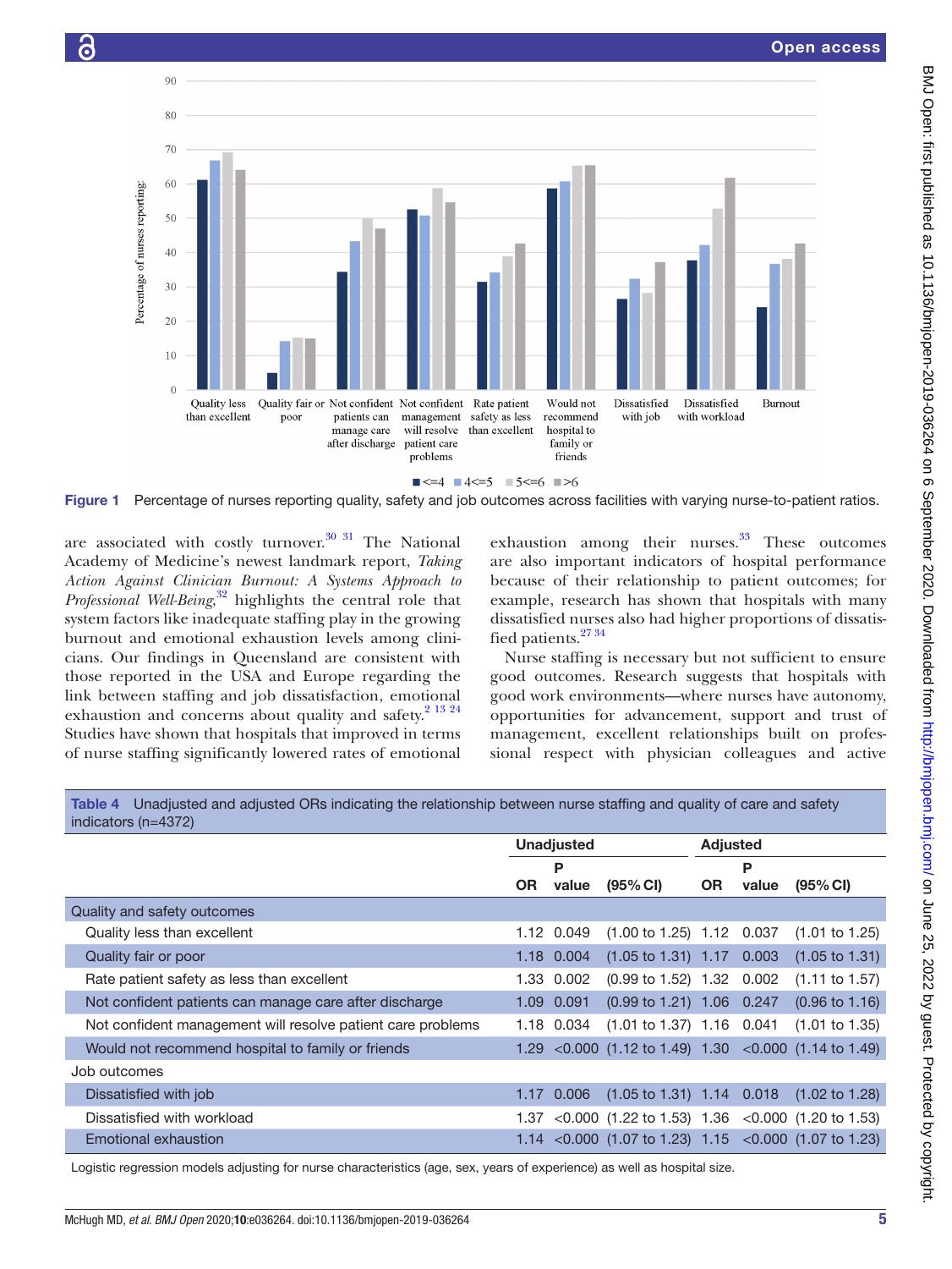Figure 1 Percentage of nurses reporting quality, safety and job outcomes across facilities with varying nurse-to-patient ratios.

are associated with costly turnover.[30 31] The National Academy of Medicine's newest landmark report, *Taking Action Against Clinician Burnout: A Systems Approach to Professional Well-Being*,[32] highlights the central role that system factors like inadequate staffing play in the growing burnout and emotional exhaustion levels among clinicians. Our findings in Queensland are consistent with those reported in the USA and Europe regarding the link between staffing and job dissatisfaction, emotional exhaustion and concerns about quality and safety.[2 13 24] Studies have shown that hospitals that improved in terms of nurse staffing significantly lowered rates of emotional exhaustion among their nurses.[33] These outcomes are also important indicators of hospital performance because of their relationship to patient outcomes; for example, research has shown that hospitals with many dissatisfied nurses also had higher proportions of dissatisfied patients.[27 34]

Nurse staffing is necessary but not sufficient to ensure good outcomes. Research suggests that hospitals with good work environments—where nurses have autonomy, opportunities for advancement, support and trust of management, excellent relationships built on professional respect with physician colleagues and active

**Table 4** Unadjusted and adjusted ORs indicating the relationship between nurse staffing and quality of care and safety indicators (n=4372)

| | Unadjusted | | | Adjusted | | |
|---|---|---|---|---|---|---|
| | OR | P value | (95% CI) | OR | P value | (95% CI) |
| **Quality and safety outcomes** | | | | | | |
| Quality less than excellent | 1.12 | 0.049 | (1.00 to 1.25) | 1.12 | 0.037 | (1.01 to 1.25) |
| Quality fair or poor | 1.18 | 0.004 | (1.05 to 1.31) | 1.17 | 0.003 | (1.05 to 1.31) |
| Rate patient safety as less than excellent | 1.33 | 0.002 | (0.99 to 1.52) | 1.32 | 0.002 | (1.11 to 1.57) |
| Not confident patients can manage care after discharge | 1.09 | 0.091 | (0.99 to 1.21) | 1.06 | 0.247 | (0.96 to 1.16) |
| Not confident management will resolve patient care problems | 1.18 | 0.034 | (1.01 to 1.37) | 1.16 | 0.041 | (1.01 to 1.35) |
| Would not recommend hospital to family or friends | 1.29 | <0.000 | (1.12 to 1.49) | 1.30 | <0.000 | (1.14 to 1.49) |
| **Job outcomes** | | | | | | |
| Dissatisfied with job | 1.17 | 0.006 | (1.05 to 1.31) | 1.14 | 0.018 | (1.02 to 1.28) |
| Dissatisfied with workload | 1.37 | <0.000 | (1.22 to 1.53) | 1.36 | <0.000 | (1.20 to 1.53) |
| Emotional exhaustion | 1.14 | <0.000 | (1.07 to 1.23) | 1.15 | <0.000 | (1.07 to 1.23) |

Logistic regression models adjusting for nurse characteristics (age, sex, years of experience) as well as hospital size.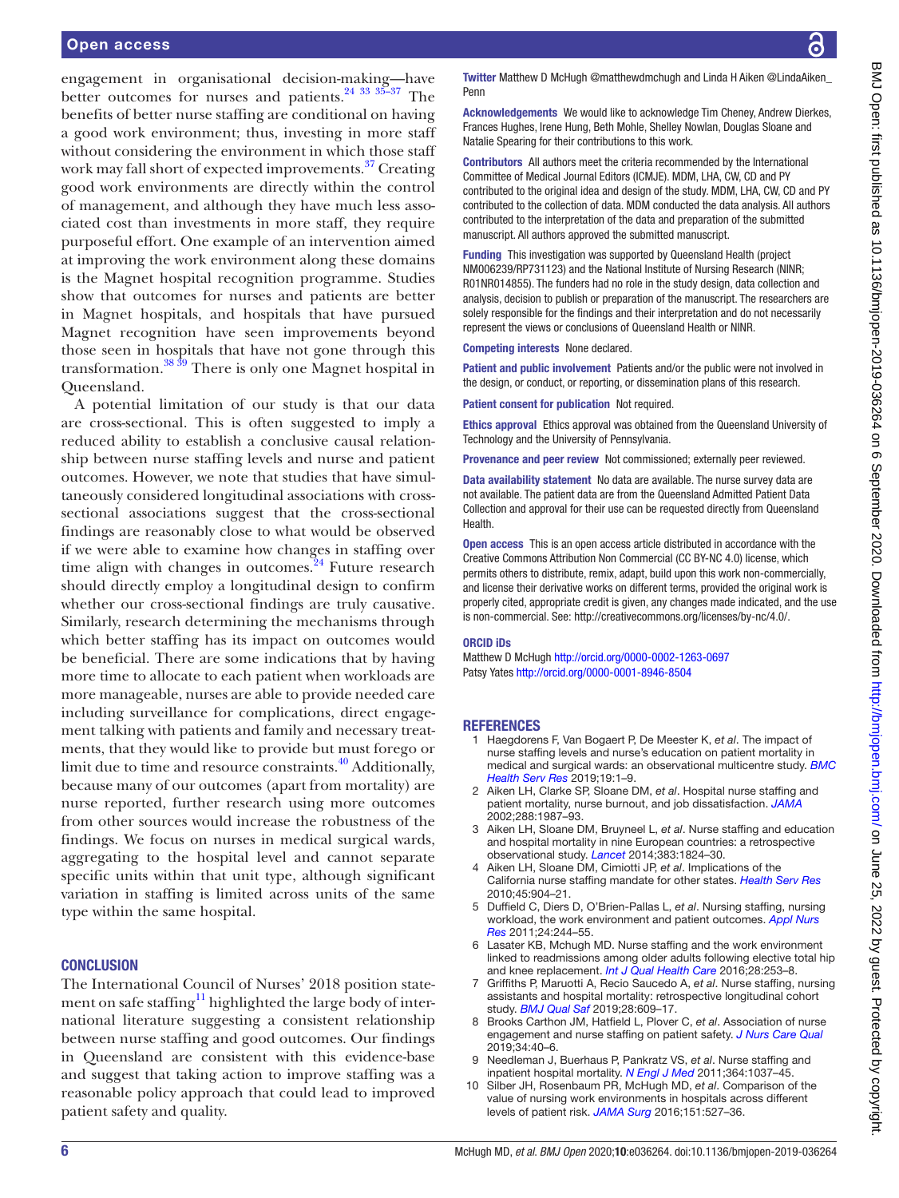engagement in organisational decision-making—have better outcomes for nurses and patients.[24 33 35–37] The benefits of better nurse staffing are conditional on having a good work environment; thus, investing in more staff without considering the environment in which those staff work may fall short of expected improvements.[37] Creating good work environments are directly within the control of management, and although they have much less associated cost than investments in more staff, they require purposeful effort. One example of an intervention aimed at improving the work environment along these domains is the Magnet hospital recognition programme. Studies show that outcomes for nurses and patients are better in Magnet hospitals, and hospitals that have pursued Magnet recognition have seen improvements beyond those seen in hospitals that have not gone through this transformation.[38 39] There is only one Magnet hospital in Queensland.

A potential limitation of our study is that our data are cross-sectional. This is often suggested to imply a reduced ability to establish a conclusive causal relationship between nurse staffing levels and nurse and patient outcomes. However, we note that studies that have simultaneously considered longitudinal associations with cross-sectional associations suggest that the cross-sectional findings are reasonably close to what would be observed if we were able to examine how changes in staffing over time align with changes in outcomes.[24] Future research should directly employ a longitudinal design to confirm whether our cross-sectional findings are truly causative. Similarly, research determining the mechanisms through which better staffing has its impact on outcomes would be beneficial. There are some indications that by having more time to allocate to each patient when workloads are more manageable, nurses are able to provide needed care including surveillance for complications, direct engagement talking with patients and family and necessary treatments, that they would like to provide but must forego or limit due to time and resource constraints.[40] Additionally, because many of our outcomes (apart from mortality) are nurse reported, further research using more outcomes from other sources would increase the robustness of the findings. We focus on nurses in medical surgical wards, aggregating to the hospital level and cannot separate specific units within that unit type, although significant variation in staffing is limited across units of the same type within the same hospital.

## CONCLUSION

The International Council of Nurses' 2018 position statement on safe staffing[11] highlighted the large body of international literature suggesting a consistent relationship between nurse staffing and good outcomes. Our findings in Queensland are consistent with this evidence-base and suggest that taking action to improve staffing was a reasonable policy approach that could lead to improved patient safety and quality.

**Twitter** Matthew D McHugh @matthewdmchugh and Linda H Aiken @LindaAiken_Penn

**Acknowledgements** We would like to acknowledge Tim Cheney, Andrew Dierkes, Frances Hughes, Irene Hung, Beth Mohle, Shelley Nowlan, Douglas Sloane and Natalie Spearing for their contributions to this work.

**Contributors** All authors meet the criteria recommended by the International Committee of Medical Journal Editors (ICMJE). MDM, LHA, CW, CD and PY contributed to the original idea and design of the study. MDM, LHA, CW, CD and PY contributed to the collection of data. MDM conducted the data analysis. All authors contributed to the interpretation of the data and preparation of the submitted manuscript. All authors approved the submitted manuscript.

**Funding** This investigation was supported by Queensland Health (project NM006239/RP731123) and the National Institute of Nursing Research (NINR; R01NR014855). The funders had no role in the study design, data collection and analysis, decision to publish or preparation of the manuscript. The researchers are solely responsible for the findings and their interpretation and do not necessarily represent the views or conclusions of Queensland Health or NINR.

**Competing interests** None declared.

**Patient and public involvement** Patients and/or the public were not involved in the design, or conduct, or reporting, or dissemination plans of this research.

**Patient consent for publication** Not required.

**Ethics approval** Ethics approval was obtained from the Queensland University of Technology and the University of Pennsylvania.

**Provenance and peer review** Not commissioned; externally peer reviewed.

**Data availability statement** No data are available. The nurse survey data are not available. The patient data are from the Queensland Admitted Patient Data Collection and approval for their use can be requested directly from Queensland Health.

**Open access** This is an open access article distributed in accordance with the Creative Commons Attribution Non Commercial (CC BY-NC 4.0) license, which permits others to distribute, remix, adapt, build upon this work non-commercially, and license their derivative works on different terms, provided the original work is properly cited, appropriate credit is given, any changes made indicated, and the use is non-commercial. See: http://creativecommons.org/licenses/by-nc/4.0/.

**ORCID iDs**

Matthew D McHugh http://orcid.org/0000-0002-1263-0697
Patsy Yates http://orcid.org/0000-0001-8946-8504

## REFERENCES

1. Haegdorens F, Van Bogaert P, De Meester K, *et al*. The impact of nurse staffing levels and nurse's education on patient mortality in medical and surgical wards: an observational multicentre study. *BMC Health Serv Res* 2019;19:1–9.
2. Aiken LH, Clarke SP, Sloane DM, *et al*. Hospital nurse staffing and patient mortality, nurse burnout, and job dissatisfaction. *JAMA* 2002;288:1987–93.
3. Aiken LH, Sloane DM, Bruyneel L, *et al*. Nurse staffing and education and hospital mortality in nine European countries: a retrospective observational study. *Lancet* 2014;383:1824–30.
4. Aiken LH, Sloane DM, Cimiotti JP, *et al*. Implications of the California nurse staffing mandate for other states. *Health Serv Res* 2010;45:904–21.
5. Duffield C, Diers D, O'Brien-Pallas L, *et al*. Nursing staffing, nursing workload, the work environment and patient outcomes. *Appl Nurs Res* 2011;24:244–55.
6. Lasater KB, Mchugh MD. Nurse staffing and the work environment linked to readmissions among older adults following elective total hip and knee replacement. *Int J Qual Health Care* 2016;28:253–8.
7. Griffiths P, Maruotti A, Recio Saucedo A, *et al*. Nurse staffing, nursing assistants and hospital mortality: retrospective longitudinal cohort study. *BMJ Qual Saf* 2019;28:609–17.
8. Brooks Carthon JM, Hatfield L, Plover C, *et al*. Association of nurse engagement and nurse staffing on patient safety. *J Nurs Care Qual* 2019;34:40–6.
9. Needleman J, Buerhaus P, Pankratz VS, *et al*. Nurse staffing and inpatient hospital mortality. *N Engl J Med* 2011;364:1037–45.
10. Silber JH, Rosenbaum PR, McHugh MD, *et al*. Comparison of the value of nursing work environments in hospitals across different levels of patient risk. *JAMA Surg* 2016;151:527–36.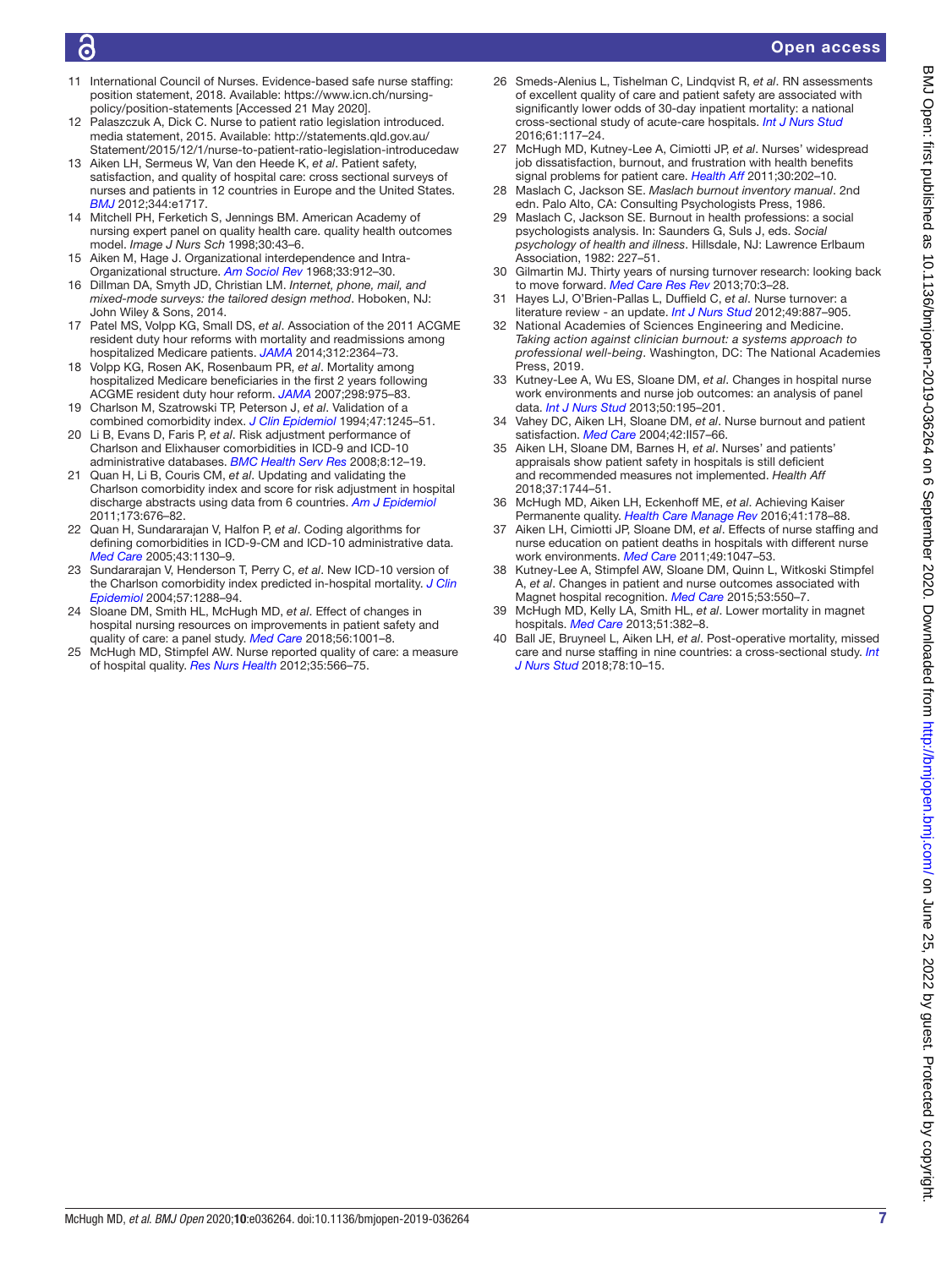11 International Council of Nurses. Evidence-based safe nurse staffing: position statement, 2018. Available: https://www.icn.ch/nursing-policy/position-statements [Accessed 21 May 2020].

12 Palaszczuk A, Dick C. Nurse to patient ratio legislation introduced. media statement, 2015. Available: http://statements.qld.gov.au/Statement/2015/12/1/nurse-to-patient-ratio-legislation-introducedaw

13 Aiken LH, Sermeus W, Van den Heede K, *et al*. Patient safety, satisfaction, and quality of hospital care: cross sectional surveys of nurses and patients in 12 countries in Europe and the United States. *BMJ* 2012;344:e1717.

14 Mitchell PH, Ferketich S, Jennings BM. American Academy of nursing expert panel on quality health care. quality health outcomes model. *Image J Nurs Sch* 1998;30:43–6.

15 Aiken M, Hage J. Organizational interdependence and Intra-Organizational structure. *Am Sociol Rev* 1968;33:912–30.

16 Dillman DA, Smyth JD, Christian LM. *Internet, phone, mail, and mixed-mode surveys: the tailored design method*. Hoboken, NJ: John Wiley & Sons, 2014.

17 Patel MS, Volpp KG, Small DS, *et al*. Association of the 2011 ACGME resident duty hour reforms with mortality and readmissions among hospitalized Medicare patients. *JAMA* 2014;312:2364–73.

18 Volpp KG, Rosen AK, Rosenbaum PR, *et al*. Mortality among hospitalized Medicare beneficiaries in the first 2 years following ACGME resident duty hour reform. *JAMA* 2007;298:975–83.

19 Charlson M, Szatrowski TP, Peterson J, *et al*. Validation of a combined comorbidity index. *J Clin Epidemiol* 1994;47:1245–51.

20 Li B, Evans D, Faris P, *et al*. Risk adjustment performance of Charlson and Elixhauser comorbidities in ICD-9 and ICD-10 administrative databases. *BMC Health Serv Res* 2008;8:12–19.

21 Quan H, Li B, Couris CM, *et al*. Updating and validating the Charlson comorbidity index and score for risk adjustment in hospital discharge abstracts using data from 6 countries. *Am J Epidemiol* 2011;173:676–82.

22 Quan H, Sundararajan V, Halfon P, *et al*. Coding algorithms for defining comorbidities in ICD-9-CM and ICD-10 administrative data. *Med Care* 2005;43:1130–9.

23 Sundararajan V, Henderson T, Perry C, *et al*. New ICD-10 version of the Charlson comorbidity index predicted in-hospital mortality. *J Clin Epidemiol* 2004;57:1288–94.

24 Sloane DM, Smith HL, McHugh MD, *et al*. Effect of changes in hospital nursing resources on improvements in patient safety and quality of care: a panel study. *Med Care* 2018;56:1001–8.

25 McHugh MD, Stimpfel AW. Nurse reported quality of care: a measure of hospital quality. *Res Nurs Health* 2012;35:566–75.

26 Smeds-Alenius L, Tishelman C, Lindqvist R, *et al*. RN assessments of excellent quality of care and patient safety are associated with significantly lower odds of 30-day inpatient mortality: a national cross-sectional study of acute-care hospitals. *Int J Nurs Stud* 2016;61:117–24.

27 McHugh MD, Kutney-Lee A, Cimiotti JP, *et al*. Nurses' widespread job dissatisfaction, burnout, and frustration with health benefits signal problems for patient care. *Health Aff* 2011;30:202–10.

28 Maslach C, Jackson SE. *Maslach burnout inventory manual*. 2nd edn. Palo Alto, CA: Consulting Psychologists Press, 1986.

29 Maslach C, Jackson SE. Burnout in health professions: a social psychologists analysis. In: Saunders G, Suls J, eds. *Social psychology of health and illness*. Hillsdale, NJ: Lawrence Erlbaum Association, 1982: 227–51.

30 Gilmartin MJ. Thirty years of nursing turnover research: looking back to move forward. *Med Care Res Rev* 2013;70:3–28.

31 Hayes LJ, O'Brien-Pallas L, Duffield C, *et al*. Nurse turnover: a literature review - an update. *Int J Nurs Stud* 2012;49:887–905.

32 National Academies of Sciences Engineering and Medicine. *Taking action against clinician burnout: a systems approach to professional well-being*. Washington, DC: The National Academies Press, 2019.

33 Kutney-Lee A, Wu ES, Sloane DM, *et al*. Changes in hospital nurse work environments and nurse job outcomes: an analysis of panel data. *Int J Nurs Stud* 2013;50:195–201.

34 Vahey DC, Aiken LH, Sloane DM, *et al*. Nurse burnout and patient satisfaction. *Med Care* 2004;42:II57–66.

35 Aiken LH, Sloane DM, Barnes H, *et al*. Nurses' and patients' appraisals show patient safety in hospitals is still deficient and recommended measures not implemented. *Health Aff* 2018;37:1744–51.

36 McHugh MD, Aiken LH, Eckenhoff ME, *et al*. Achieving Kaiser Permanente quality. *Health Care Manage Rev* 2016;41:178–88.

37 Aiken LH, Cimiotti JP, Sloane DM, *et al*. Effects of nurse staffing and nurse education on patient deaths in hospitals with different nurse work environments. *Med Care* 2011;49:1047–53.

38 Kutney-Lee A, Stimpfel AW, Sloane DM, Quinn L, Witkoski Stimpfel A, *et al*. Changes in patient and nurse outcomes associated with Magnet hospital recognition. *Med Care* 2015;53:550–7.

39 McHugh MD, Kelly LA, Smith HL, *et al*. Lower mortality in magnet hospitals. *Med Care* 2013;51:382–8.

40 Ball JE, Bruyneel L, Aiken LH, *et al*. Post-operative mortality, missed care and nurse staffing in nine countries: a cross-sectional study. *Int J Nurs Stud* 2018;78:10–15.